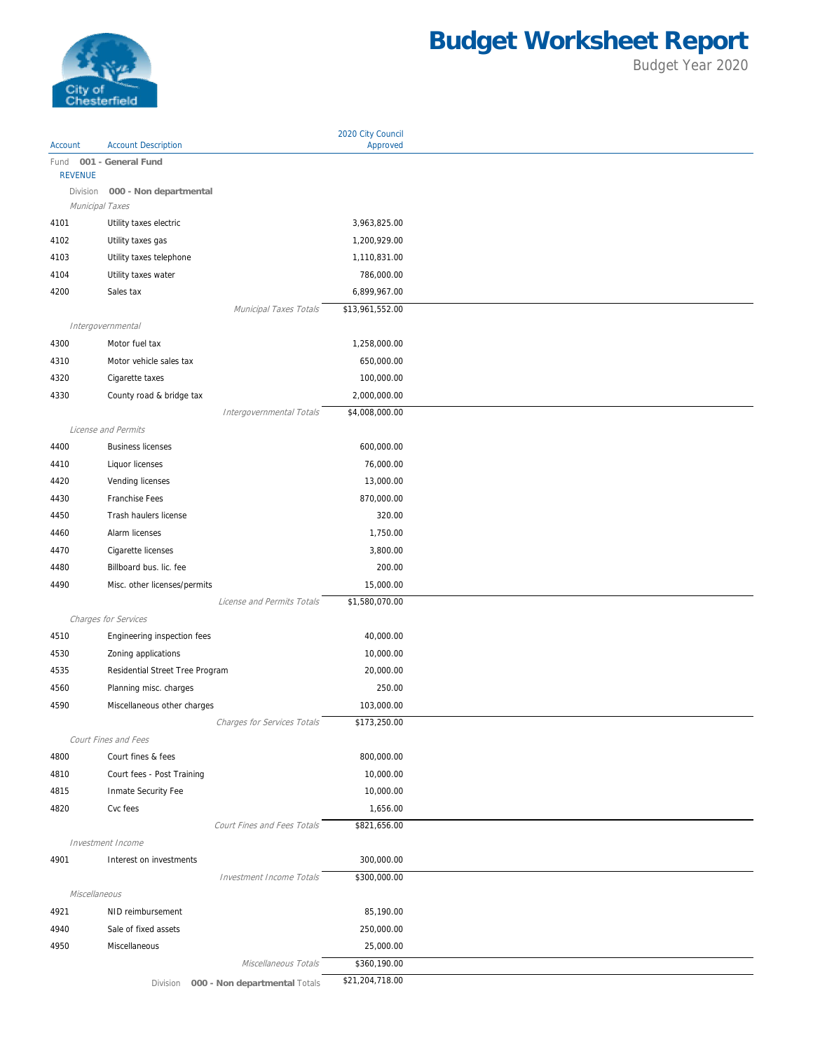# Budget Worksheet Report

Budget Year 2020

| Account | Account Description | 2020 City Council Approved |
|---|---|---|
| Fund | **001 - General Fund** | |
| REVENUE | | |
| Division | **000 - Non departmental** | |
| *Municipal Taxes* | | |
| 4101 | Utility taxes electric | 3,963,825.00 |
| 4102 | Utility taxes gas | 1,200,929.00 |
| 4103 | Utility taxes telephone | 1,110,831.00 |
| 4104 | Utility taxes water | 786,000.00 |
| 4200 | Sales tax | 6,899,967.00 |
| | *Municipal Taxes Totals* | $13,961,552.00 |
| *Intergovernmental* | | |
| 4300 | Motor fuel tax | 1,258,000.00 |
| 4310 | Motor vehicle sales tax | 650,000.00 |
| 4320 | Cigarette taxes | 100,000.00 |
| 4330 | County road & bridge tax | 2,000,000.00 |
| | *Intergovernmental Totals* | $4,008,000.00 |
| *License and Permits* | | |
| 4400 | Business licenses | 600,000.00 |
| 4410 | Liquor licenses | 76,000.00 |
| 4420 | Vending licenses | 13,000.00 |
| 4430 | Franchise Fees | 870,000.00 |
| 4450 | Trash haulers license | 320.00 |
| 4460 | Alarm licenses | 1,750.00 |
| 4470 | Cigarette licenses | 3,800.00 |
| 4480 | Billboard bus. lic. fee | 200.00 |
| 4490 | Misc. other licenses/permits | 15,000.00 |
| | *License and Permits Totals* | $1,580,070.00 |
| *Charges for Services* | | |
| 4510 | Engineering inspection fees | 40,000.00 |
| 4530 | Zoning applications | 10,000.00 |
| 4535 | Residential Street Tree Program | 20,000.00 |
| 4560 | Planning misc. charges | 250.00 |
| 4590 | Miscellaneous other charges | 103,000.00 |
| | *Charges for Services Totals* | $173,250.00 |
| *Court Fines and Fees* | | |
| 4800 | Court fines & fees | 800,000.00 |
| 4810 | Court fees - Post Training | 10,000.00 |
| 4815 | Inmate Security Fee | 10,000.00 |
| 4820 | Cvc fees | 1,656.00 |
| | *Court Fines and Fees Totals* | $821,656.00 |
| *Investment Income* | | |
| 4901 | Interest on investments | 300,000.00 |
| | *Investment Income Totals* | $300,000.00 |
| *Miscellaneous* | | |
| 4921 | NID reimbursement | 85,190.00 |
| 4940 | Sale of fixed assets | 250,000.00 |
| 4950 | Miscellaneous | 25,000.00 |
| | *Miscellaneous Totals* | $360,190.00 |
| | Division **000 - Non departmental** Totals | $21,204,718.00 |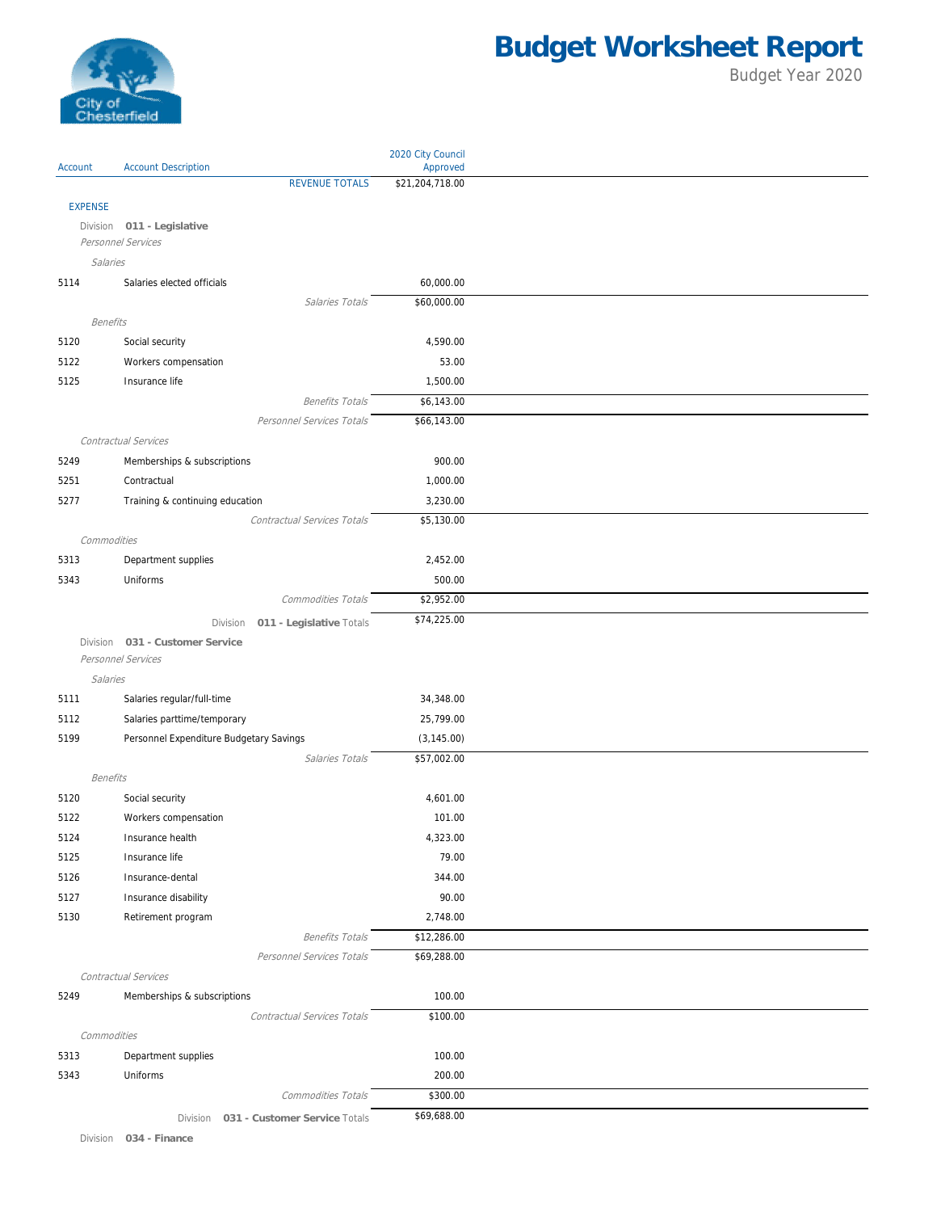# Budget Worksheet Report

Budget Year 2020

| Account | Account Description | 2020 City Council Approved |
|---|---|---|
| | REVENUE TOTALS | $21,204,718.00 |
| **EXPENSE** | | |
| | Division **011 - Legislative** | |
| | *Personnel Services* | |
| | *Salaries* | |
| 5114 | Salaries elected officials | 60,000.00 |
| | *Salaries Totals* | $60,000.00 |
| | *Benefits* | |
| 5120 | Social security | 4,590.00 |
| 5122 | Workers compensation | 53.00 |
| 5125 | Insurance life | 1,500.00 |
| | *Benefits Totals* | $6,143.00 |
| | *Personnel Services Totals* | $66,143.00 |
| | *Contractual Services* | |
| 5249 | Memberships & subscriptions | 900.00 |
| 5251 | Contractual | 1,000.00 |
| 5277 | Training & continuing education | 3,230.00 |
| | *Contractual Services Totals* | $5,130.00 |
| | *Commodities* | |
| 5313 | Department supplies | 2,452.00 |
| 5343 | Uniforms | 500.00 |
| | *Commodities Totals* | $2,952.00 |
| | Division **011 - Legislative** Totals | $74,225.00 |
| | Division **031 - Customer Service** | |
| | *Personnel Services* | |
| | *Salaries* | |
| 5111 | Salaries regular/full-time | 34,348.00 |
| 5112 | Salaries parttime/temporary | 25,799.00 |
| 5199 | Personnel Expenditure Budgetary Savings | (3,145.00) |
| | *Salaries Totals* | $57,002.00 |
| | *Benefits* | |
| 5120 | Social security | 4,601.00 |
| 5122 | Workers compensation | 101.00 |
| 5124 | Insurance health | 4,323.00 |
| 5125 | Insurance life | 79.00 |
| 5126 | Insurance-dental | 344.00 |
| 5127 | Insurance disability | 90.00 |
| 5130 | Retirement program | 2,748.00 |
| | *Benefits Totals* | $12,286.00 |
| | *Personnel Services Totals* | $69,288.00 |
| | *Contractual Services* | |
| 5249 | Memberships & subscriptions | 100.00 |
| | *Contractual Services Totals* | $100.00 |
| | *Commodities* | |
| 5313 | Department supplies | 100.00 |
| 5343 | Uniforms | 200.00 |
| | *Commodities Totals* | $300.00 |
| | Division **031 - Customer Service** Totals | $69,688.00 |
| | Division **034 - Finance** | |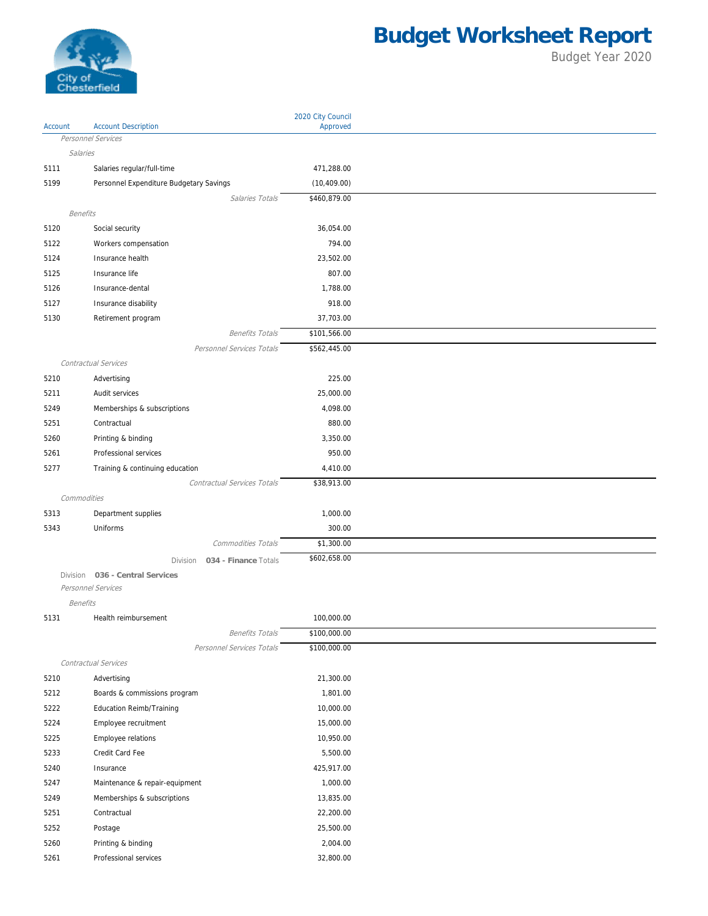# Budget Worksheet Report

Budget Year 2020

| Account | Account Description | 2020 City Council Approved |
|---|---|---|
| | *Personnel Services* | |
| | *Salaries* | |
| 5111 | Salaries regular/full-time | 471,288.00 |
| 5199 | Personnel Expenditure Budgetary Savings | (10,409.00) |
| | *Salaries Totals* | $460,879.00 |
| | *Benefits* | |
| 5120 | Social security | 36,054.00 |
| 5122 | Workers compensation | 794.00 |
| 5124 | Insurance health | 23,502.00 |
| 5125 | Insurance life | 807.00 |
| 5126 | Insurance-dental | 1,788.00 |
| 5127 | Insurance disability | 918.00 |
| 5130 | Retirement program | 37,703.00 |
| | *Benefits Totals* | $101,566.00 |
| | *Personnel Services Totals* | $562,445.00 |
| | *Contractual Services* | |
| 5210 | Advertising | 225.00 |
| 5211 | Audit services | 25,000.00 |
| 5249 | Memberships & subscriptions | 4,098.00 |
| 5251 | Contractual | 880.00 |
| 5260 | Printing & binding | 3,350.00 |
| 5261 | Professional services | 950.00 |
| 5277 | Training & continuing education | 4,410.00 |
| | *Contractual Services Totals* | $38,913.00 |
| | *Commodities* | |
| 5313 | Department supplies | 1,000.00 |
| 5343 | Uniforms | 300.00 |
| | *Commodities Totals* | $1,300.00 |
| | Division **034 - Finance** Totals | $602,658.00 |
| | Division **036 - Central Services** | |
| | *Personnel Services* | |
| | *Benefits* | |
| 5131 | Health reimbursement | 100,000.00 |
| | *Benefits Totals* | $100,000.00 |
| | *Personnel Services Totals* | $100,000.00 |
| | *Contractual Services* | |
| 5210 | Advertising | 21,300.00 |
| 5212 | Boards & commissions program | 1,801.00 |
| 5222 | Education Reimb/Training | 10,000.00 |
| 5224 | Employee recruitment | 15,000.00 |
| 5225 | Employee relations | 10,950.00 |
| 5233 | Credit Card Fee | 5,500.00 |
| 5240 | Insurance | 425,917.00 |
| 5247 | Maintenance & repair-equipment | 1,000.00 |
| 5249 | Memberships & subscriptions | 13,835.00 |
| 5251 | Contractual | 22,200.00 |
| 5252 | Postage | 25,500.00 |
| 5260 | Printing & binding | 2,004.00 |
| 5261 | Professional services | 32,800.00 |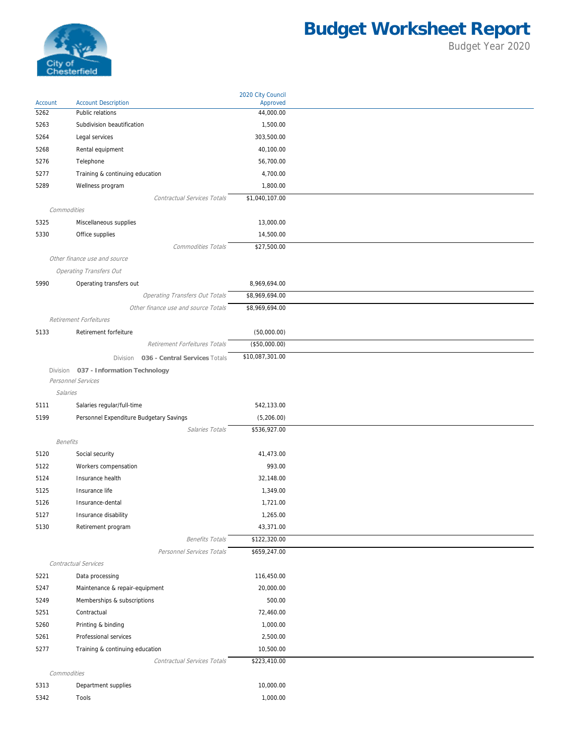# Budget Worksheet Report

Budget Year 2020

| Account | Account Description | 2020 City Council Approved |
|---|---|---|
| 5262 | Public relations | 44,000.00 |
| 5263 | Subdivision beautification | 1,500.00 |
| 5264 | Legal services | 303,500.00 |
| 5268 | Rental equipment | 40,100.00 |
| 5276 | Telephone | 56,700.00 |
| 5277 | Training & continuing education | 4,700.00 |
| 5289 | Wellness program | 1,800.00 |
| | *Contractual Services Totals* | $1,040,107.00 |
| *Commodities* | | |
| 5325 | Miscellaneous supplies | 13,000.00 |
| 5330 | Office supplies | 14,500.00 |
| | *Commodities Totals* | $27,500.00 |
| *Other finance use and source* | | |
| *Operating Transfers Out* | | |
| 5990 | Operating transfers out | 8,969,694.00 |
| | *Operating Transfers Out Totals* | $8,969,694.00 |
| | *Other finance use and source Totals* | $8,969,694.00 |
| *Retirement Forfeitures* | | |
| 5133 | Retirement forfeiture | (50,000.00) |
| | *Retirement Forfeitures Totals* | ($50,000.00) |
| | Division **036 - Central Services** Totals | $10,087,301.00 |
| Division **037 - Information Technology** | | |
| *Personnel Services* | | |
| *Salaries* | | |
| 5111 | Salaries regular/full-time | 542,133.00 |
| 5199 | Personnel Expenditure Budgetary Savings | (5,206.00) |
| | *Salaries Totals* | $536,927.00 |
| *Benefits* | | |
| 5120 | Social security | 41,473.00 |
| 5122 | Workers compensation | 993.00 |
| 5124 | Insurance health | 32,148.00 |
| 5125 | Insurance life | 1,349.00 |
| 5126 | Insurance-dental | 1,721.00 |
| 5127 | Insurance disability | 1,265.00 |
| 5130 | Retirement program | 43,371.00 |
| | *Benefits Totals* | $122,320.00 |
| | *Personnel Services Totals* | $659,247.00 |
| *Contractual Services* | | |
| 5221 | Data processing | 116,450.00 |
| 5247 | Maintenance & repair-equipment | 20,000.00 |
| 5249 | Memberships & subscriptions | 500.00 |
| 5251 | Contractual | 72,460.00 |
| 5260 | Printing & binding | 1,000.00 |
| 5261 | Professional services | 2,500.00 |
| 5277 | Training & continuing education | 10,500.00 |
| | *Contractual Services Totals* | $223,410.00 |
| *Commodities* | | |
| 5313 | Department supplies | 10,000.00 |
| 5342 | Tools | 1,000.00 |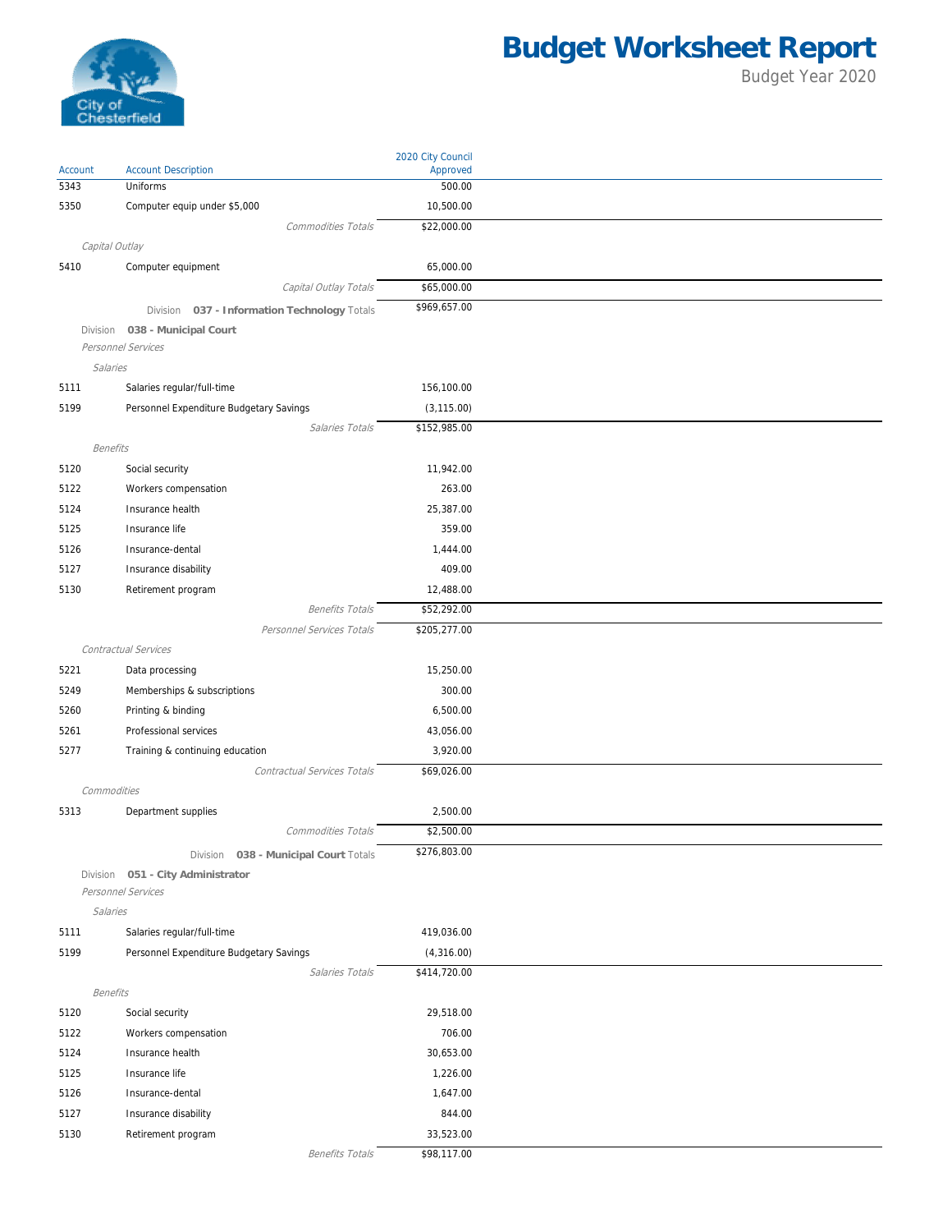# Budget Worksheet Report

Budget Year 2020

| Account | Account Description | 2020 City Council Approved |
|---|---|---|
| 5343 | Uniforms | 500.00 |
| 5350 | Computer equip under $5,000 | 10,500.00 |
| | *Commodities Totals* | $22,000.00 |
| *Capital Outlay* | | |
| 5410 | Computer equipment | 65,000.00 |
| | *Capital Outlay Totals* | $65,000.00 |
| | Division **037 - Information Technology** Totals | $969,657.00 |
| Division **038 - Municipal Court** | | |
| *Personnel Services* | | |
| *Salaries* | | |
| 5111 | Salaries regular/full-time | 156,100.00 |
| 5199 | Personnel Expenditure Budgetary Savings | (3,115.00) |
| | *Salaries Totals* | $152,985.00 |
| *Benefits* | | |
| 5120 | Social security | 11,942.00 |
| 5122 | Workers compensation | 263.00 |
| 5124 | Insurance health | 25,387.00 |
| 5125 | Insurance life | 359.00 |
| 5126 | Insurance-dental | 1,444.00 |
| 5127 | Insurance disability | 409.00 |
| 5130 | Retirement program | 12,488.00 |
| | *Benefits Totals* | $52,292.00 |
| | *Personnel Services Totals* | $205,277.00 |
| *Contractual Services* | | |
| 5221 | Data processing | 15,250.00 |
| 5249 | Memberships & subscriptions | 300.00 |
| 5260 | Printing & binding | 6,500.00 |
| 5261 | Professional services | 43,056.00 |
| 5277 | Training & continuing education | 3,920.00 |
| | *Contractual Services Totals* | $69,026.00 |
| *Commodities* | | |
| 5313 | Department supplies | 2,500.00 |
| | *Commodities Totals* | $2,500.00 |
| | Division **038 - Municipal Court** Totals | $276,803.00 |
| Division **051 - City Administrator** | | |
| *Personnel Services* | | |
| *Salaries* | | |
| 5111 | Salaries regular/full-time | 419,036.00 |
| 5199 | Personnel Expenditure Budgetary Savings | (4,316.00) |
| | *Salaries Totals* | $414,720.00 |
| *Benefits* | | |
| 5120 | Social security | 29,518.00 |
| 5122 | Workers compensation | 706.00 |
| 5124 | Insurance health | 30,653.00 |
| 5125 | Insurance life | 1,226.00 |
| 5126 | Insurance-dental | 1,647.00 |
| 5127 | Insurance disability | 844.00 |
| 5130 | Retirement program | 33,523.00 |
| | *Benefits Totals* | $98,117.00 |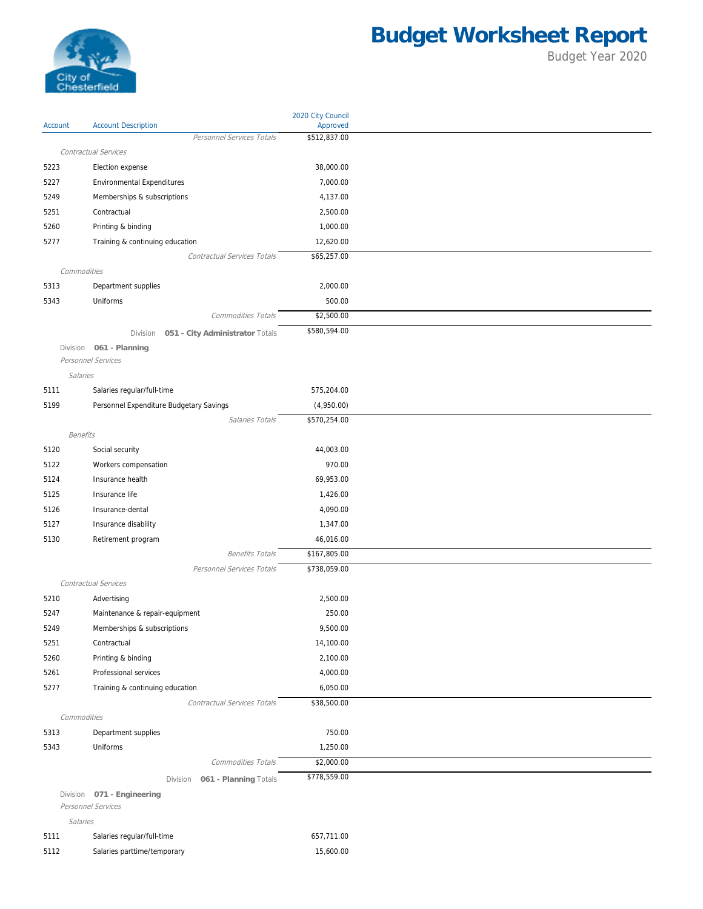# Budget Worksheet Report

Budget Year 2020

| Account | Account Description | 2020 City Council Approved |
|---|---|---|
| | *Personnel Services Totals* | $512,837.00 |
| | *Contractual Services* | |
| 5223 | Election expense | 38,000.00 |
| 5227 | Environmental Expenditures | 7,000.00 |
| 5249 | Memberships & subscriptions | 4,137.00 |
| 5251 | Contractual | 2,500.00 |
| 5260 | Printing & binding | 1,000.00 |
| 5277 | Training & continuing education | 12,620.00 |
| | *Contractual Services Totals* | $65,257.00 |
| | *Commodities* | |
| 5313 | Department supplies | 2,000.00 |
| 5343 | Uniforms | 500.00 |
| | *Commodities Totals* | $2,500.00 |
| | Division **051 - City Administrator** Totals | $580,594.00 |
| | Division **061 - Planning** | |
| | *Personnel Services* | |
| | *Salaries* | |
| 5111 | Salaries regular/full-time | 575,204.00 |
| 5199 | Personnel Expenditure Budgetary Savings | (4,950.00) |
| | *Salaries Totals* | $570,254.00 |
| | *Benefits* | |
| 5120 | Social security | 44,003.00 |
| 5122 | Workers compensation | 970.00 |
| 5124 | Insurance health | 69,953.00 |
| 5125 | Insurance life | 1,426.00 |
| 5126 | Insurance-dental | 4,090.00 |
| 5127 | Insurance disability | 1,347.00 |
| 5130 | Retirement program | 46,016.00 |
| | *Benefits Totals* | $167,805.00 |
| | *Personnel Services Totals* | $738,059.00 |
| | *Contractual Services* | |
| 5210 | Advertising | 2,500.00 |
| 5247 | Maintenance & repair-equipment | 250.00 |
| 5249 | Memberships & subscriptions | 9,500.00 |
| 5251 | Contractual | 14,100.00 |
| 5260 | Printing & binding | 2,100.00 |
| 5261 | Professional services | 4,000.00 |
| 5277 | Training & continuing education | 6,050.00 |
| | *Contractual Services Totals* | $38,500.00 |
| | *Commodities* | |
| 5313 | Department supplies | 750.00 |
| 5343 | Uniforms | 1,250.00 |
| | *Commodities Totals* | $2,000.00 |
| | Division **061 - Planning** Totals | $778,559.00 |
| | Division **071 - Engineering** | |
| | *Personnel Services* | |
| | *Salaries* | |
| 5111 | Salaries regular/full-time | 657,711.00 |
| 5112 | Salaries parttime/temporary | 15,600.00 |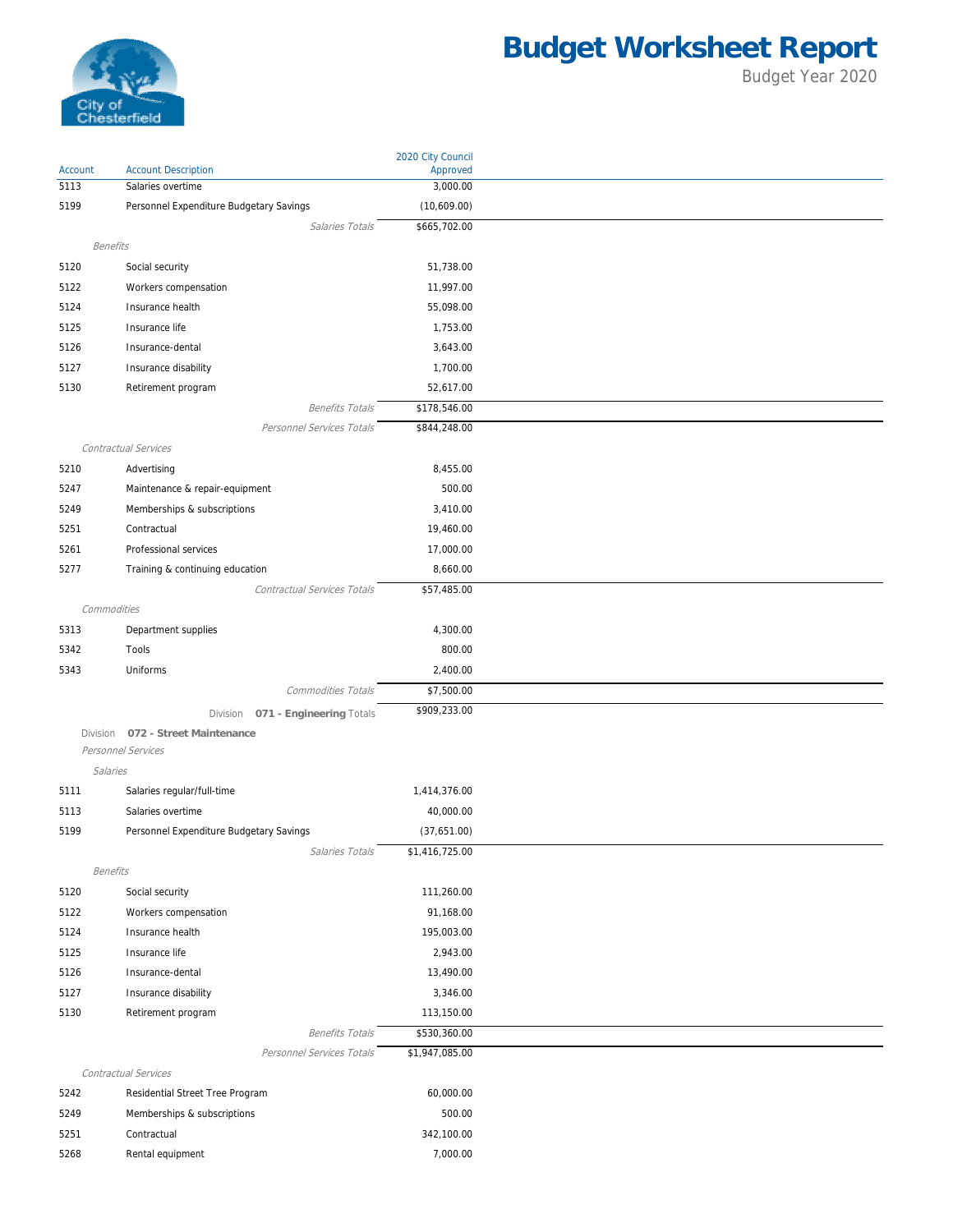# Budget Worksheet Report

Budget Year 2020

| Account | Account Description | 2020 City Council Approved |
|---|---|---|
| 5113 | Salaries overtime | 3,000.00 |
| 5199 | Personnel Expenditure Budgetary Savings | (10,609.00) |
| | *Salaries Totals* | $665,702.00 |
| *Benefits* | | |
| 5120 | Social security | 51,738.00 |
| 5122 | Workers compensation | 11,997.00 |
| 5124 | Insurance health | 55,098.00 |
| 5125 | Insurance life | 1,753.00 |
| 5126 | Insurance-dental | 3,643.00 |
| 5127 | Insurance disability | 1,700.00 |
| 5130 | Retirement program | 52,617.00 |
| | *Benefits Totals* | $178,546.00 |
| | *Personnel Services Totals* | $844,248.00 |
| *Contractual Services* | | |
| 5210 | Advertising | 8,455.00 |
| 5247 | Maintenance & repair-equipment | 500.00 |
| 5249 | Memberships & subscriptions | 3,410.00 |
| 5251 | Contractual | 19,460.00 |
| 5261 | Professional services | 17,000.00 |
| 5277 | Training & continuing education | 8,660.00 |
| | *Contractual Services Totals* | $57,485.00 |
| *Commodities* | | |
| 5313 | Department supplies | 4,300.00 |
| 5342 | Tools | 800.00 |
| 5343 | Uniforms | 2,400.00 |
| | *Commodities Totals* | $7,500.00 |
| | Division **071 - Engineering** Totals | $909,233.00 |
| Division **072 - Street Maintenance** | | |
| *Personnel Services* | | |
| *Salaries* | | |
| 5111 | Salaries regular/full-time | 1,414,376.00 |
| 5113 | Salaries overtime | 40,000.00 |
| 5199 | Personnel Expenditure Budgetary Savings | (37,651.00) |
| | *Salaries Totals* | $1,416,725.00 |
| *Benefits* | | |
| 5120 | Social security | 111,260.00 |
| 5122 | Workers compensation | 91,168.00 |
| 5124 | Insurance health | 195,003.00 |
| 5125 | Insurance life | 2,943.00 |
| 5126 | Insurance-dental | 13,490.00 |
| 5127 | Insurance disability | 3,346.00 |
| 5130 | Retirement program | 113,150.00 |
| | *Benefits Totals* | $530,360.00 |
| | *Personnel Services Totals* | $1,947,085.00 |
| *Contractual Services* | | |
| 5242 | Residential Street Tree Program | 60,000.00 |
| 5249 | Memberships & subscriptions | 500.00 |
| 5251 | Contractual | 342,100.00 |
| 5268 | Rental equipment | 7,000.00 |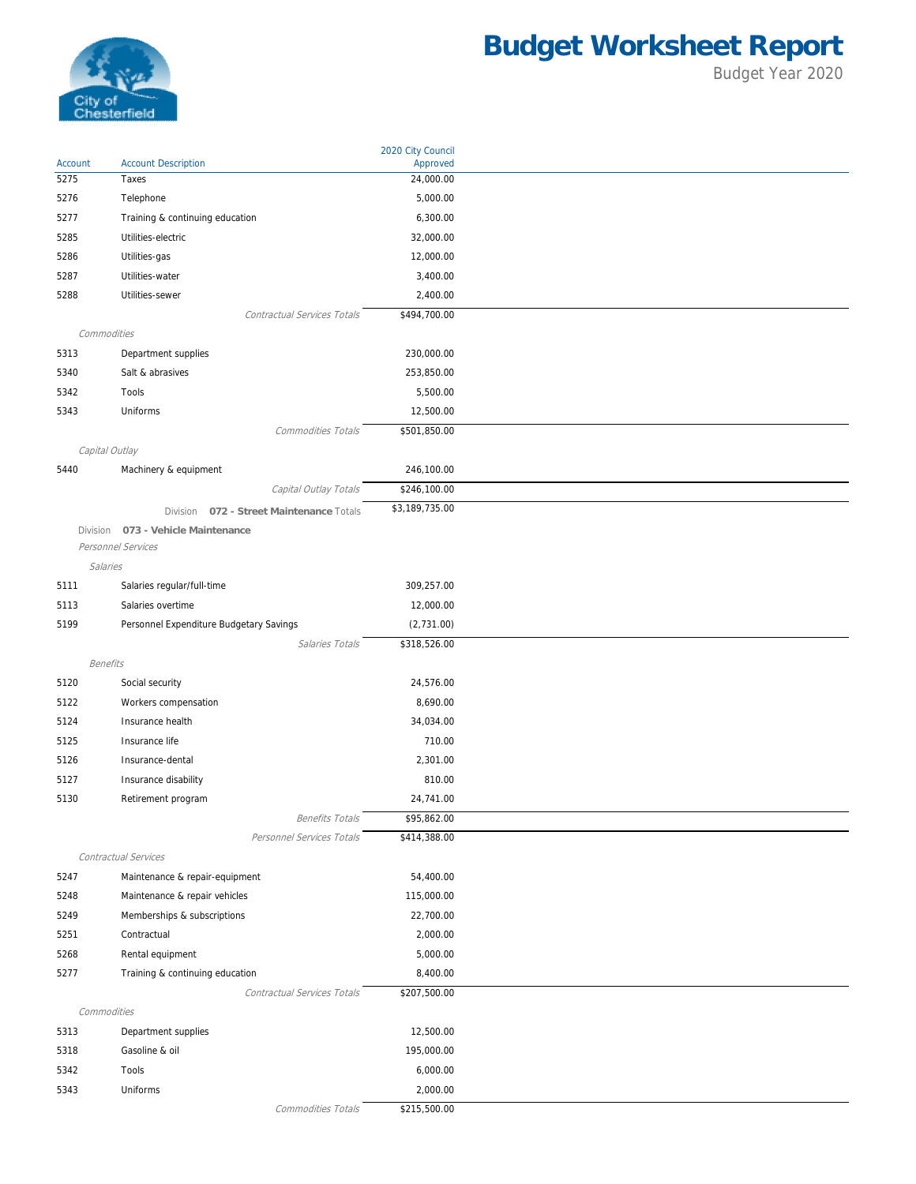# Budget Worksheet Report

Budget Year 2020

| Account | Account Description | 2020 City Council Approved |
|---|---|---|
| 5275 | Taxes | 24,000.00 |
| 5276 | Telephone | 5,000.00 |
| 5277 | Training & continuing education | 6,300.00 |
| 5285 | Utilities-electric | 32,000.00 |
| 5286 | Utilities-gas | 12,000.00 |
| 5287 | Utilities-water | 3,400.00 |
| 5288 | Utilities-sewer | 2,400.00 |
| | *Contractual Services Totals* | $494,700.00 |
| | *Commodities* | |
| 5313 | Department supplies | 230,000.00 |
| 5340 | Salt & abrasives | 253,850.00 |
| 5342 | Tools | 5,500.00 |
| 5343 | Uniforms | 12,500.00 |
| | *Commodities Totals* | $501,850.00 |
| | *Capital Outlay* | |
| 5440 | Machinery & equipment | 246,100.00 |
| | *Capital Outlay Totals* | $246,100.00 |
| | Division **072 - Street Maintenance** Totals | $3,189,735.00 |
| | Division **073 - Vehicle Maintenance** | |
| | *Personnel Services* | |
| | *Salaries* | |
| 5111 | Salaries regular/full-time | 309,257.00 |
| 5113 | Salaries overtime | 12,000.00 |
| 5199 | Personnel Expenditure Budgetary Savings | (2,731.00) |
| | *Salaries Totals* | $318,526.00 |
| | *Benefits* | |
| 5120 | Social security | 24,576.00 |
| 5122 | Workers compensation | 8,690.00 |
| 5124 | Insurance health | 34,034.00 |
| 5125 | Insurance life | 710.00 |
| 5126 | Insurance-dental | 2,301.00 |
| 5127 | Insurance disability | 810.00 |
| 5130 | Retirement program | 24,741.00 |
| | *Benefits Totals* | $95,862.00 |
| | *Personnel Services Totals* | $414,388.00 |
| | *Contractual Services* | |
| 5247 | Maintenance & repair-equipment | 54,400.00 |
| 5248 | Maintenance & repair vehicles | 115,000.00 |
| 5249 | Memberships & subscriptions | 22,700.00 |
| 5251 | Contractual | 2,000.00 |
| 5268 | Rental equipment | 5,000.00 |
| 5277 | Training & continuing education | 8,400.00 |
| | *Contractual Services Totals* | $207,500.00 |
| | *Commodities* | |
| 5313 | Department supplies | 12,500.00 |
| 5318 | Gasoline & oil | 195,000.00 |
| 5342 | Tools | 6,000.00 |
| 5343 | Uniforms | 2,000.00 |
| | *Commodities Totals* | $215,500.00 |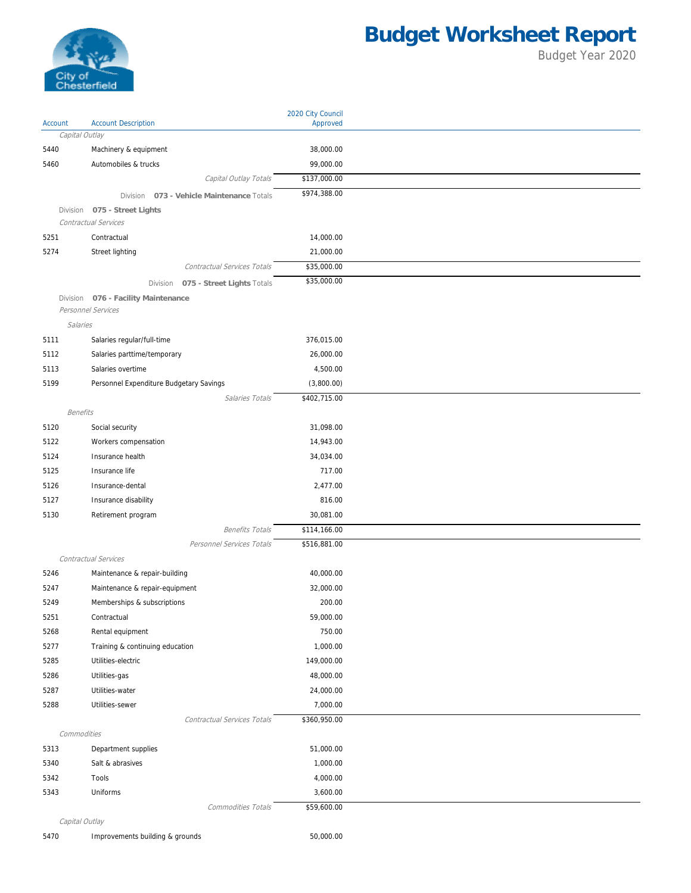# Budget Worksheet Report

Budget Year 2020

| Account | Account Description | 2020 City Council Approved |
|---|---|---|
| | *Capital Outlay* | |
| 5440 | Machinery & equipment | 38,000.00 |
| 5460 | Automobiles & trucks | 99,000.00 |
| | *Capital Outlay Totals* | $137,000.00 |
| | Division **073 - Vehicle Maintenance** Totals | $974,388.00 |
| | Division **075 - Street Lights** | |
| | *Contractual Services* | |
| 5251 | Contractual | 14,000.00 |
| 5274 | Street lighting | 21,000.00 |
| | *Contractual Services Totals* | $35,000.00 |
| | Division **075 - Street Lights** Totals | $35,000.00 |
| | Division **076 - Facility Maintenance** | |
| | *Personnel Services* | |
| | *Salaries* | |
| 5111 | Salaries regular/full-time | 376,015.00 |
| 5112 | Salaries parttime/temporary | 26,000.00 |
| 5113 | Salaries overtime | 4,500.00 |
| 5199 | Personnel Expenditure Budgetary Savings | (3,800.00) |
| | *Salaries Totals* | $402,715.00 |
| | *Benefits* | |
| 5120 | Social security | 31,098.00 |
| 5122 | Workers compensation | 14,943.00 |
| 5124 | Insurance health | 34,034.00 |
| 5125 | Insurance life | 717.00 |
| 5126 | Insurance-dental | 2,477.00 |
| 5127 | Insurance disability | 816.00 |
| 5130 | Retirement program | 30,081.00 |
| | *Benefits Totals* | $114,166.00 |
| | *Personnel Services Totals* | $516,881.00 |
| | *Contractual Services* | |
| 5246 | Maintenance & repair-building | 40,000.00 |
| 5247 | Maintenance & repair-equipment | 32,000.00 |
| 5249 | Memberships & subscriptions | 200.00 |
| 5251 | Contractual | 59,000.00 |
| 5268 | Rental equipment | 750.00 |
| 5277 | Training & continuing education | 1,000.00 |
| 5285 | Utilities-electric | 149,000.00 |
| 5286 | Utilities-gas | 48,000.00 |
| 5287 | Utilities-water | 24,000.00 |
| 5288 | Utilities-sewer | 7,000.00 |
| | *Contractual Services Totals* | $360,950.00 |
| | *Commodities* | |
| 5313 | Department supplies | 51,000.00 |
| 5340 | Salt & abrasives | 1,000.00 |
| 5342 | Tools | 4,000.00 |
| 5343 | Uniforms | 3,600.00 |
| | *Commodities Totals* | $59,600.00 |
| | *Capital Outlay* | |
| 5470 | Improvements building & grounds | 50,000.00 |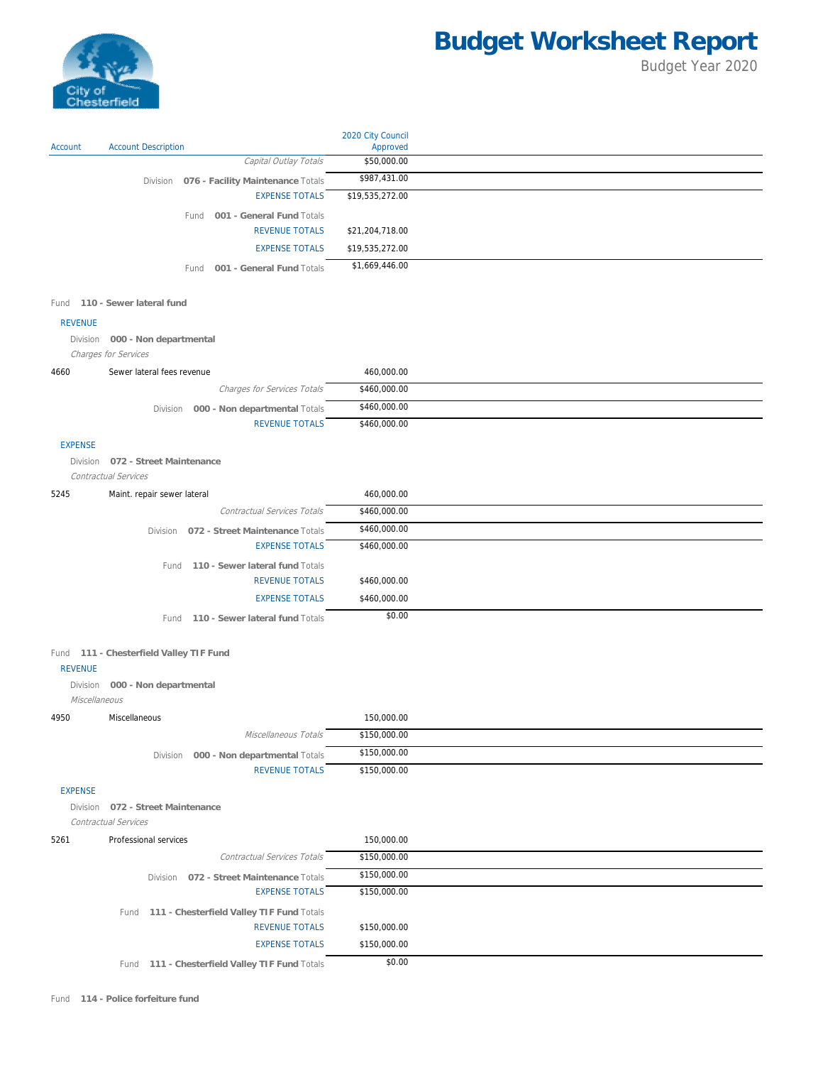# Budget Worksheet Report

Budget Year 2020

| Account | Account Description | 2020 City Council Approved |
|---|---|---|
| | *Capital Outlay Totals* | $50,000.00 |
| | Division **076 - Facility Maintenance** Totals | $987,431.00 |
| | EXPENSE TOTALS | $19,535,272.00 |
| | Fund **001 - General Fund** Totals | |
| | REVENUE TOTALS | $21,204,718.00 |
| | EXPENSE TOTALS | $19,535,272.00 |
| | Fund **001 - General Fund** Totals | $1,669,446.00 |
| | | |
| Fund **110 - Sewer lateral fund** | | |
| REVENUE | | |
| Division **000 - Non departmental** | | |
| *Charges for Services* | | |
| 4660 | Sewer lateral fees revenue | 460,000.00 |
| | *Charges for Services Totals* | $460,000.00 |
| | Division **000 - Non departmental** Totals | $460,000.00 |
| | REVENUE TOTALS | $460,000.00 |
| EXPENSE | | |
| Division **072 - Street Maintenance** | | |
| *Contractual Services* | | |
| 5245 | Maint. repair sewer lateral | 460,000.00 |
| | *Contractual Services Totals* | $460,000.00 |
| | Division **072 - Street Maintenance** Totals | $460,000.00 |
| | EXPENSE TOTALS | $460,000.00 |
| | Fund **110 - Sewer lateral fund** Totals | |
| | REVENUE TOTALS | $460,000.00 |
| | EXPENSE TOTALS | $460,000.00 |
| | Fund **110 - Sewer lateral fund** Totals | $0.00 |
| | | |
| Fund **111 - Chesterfield Valley TIF Fund** | | |
| REVENUE | | |
| Division **000 - Non departmental** | | |
| *Miscellaneous* | | |
| 4950 | Miscellaneous | 150,000.00 |
| | *Miscellaneous Totals* | $150,000.00 |
| | Division **000 - Non departmental** Totals | $150,000.00 |
| | REVENUE TOTALS | $150,000.00 |
| EXPENSE | | |
| Division **072 - Street Maintenance** | | |
| *Contractual Services* | | |
| 5261 | Professional services | 150,000.00 |
| | *Contractual Services Totals* | $150,000.00 |
| | Division **072 - Street Maintenance** Totals | $150,000.00 |
| | EXPENSE TOTALS | $150,000.00 |
| | Fund **111 - Chesterfield Valley TIF Fund** Totals | |
| | REVENUE TOTALS | $150,000.00 |
| | EXPENSE TOTALS | $150,000.00 |
| | Fund **111 - Chesterfield Valley TIF Fund** Totals | $0.00 |
| | | |
| Fund **114 - Police forfeiture fund** | | |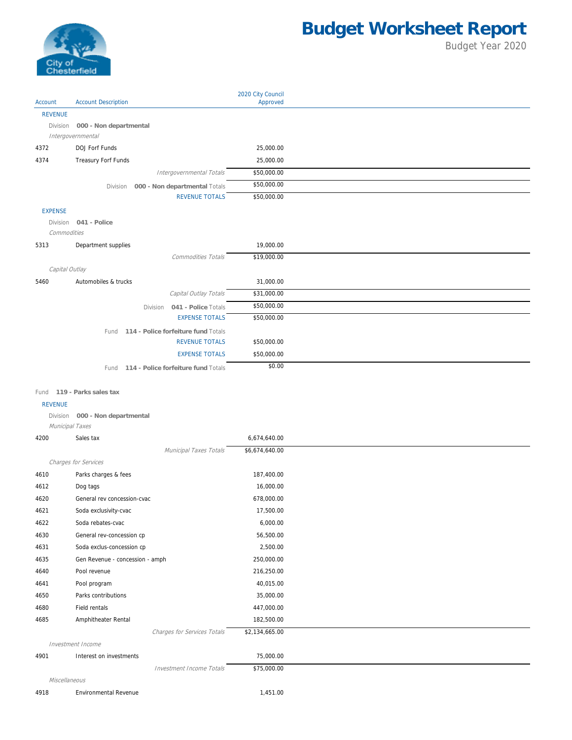# Budget Worksheet Report

Budget Year 2020

| Account | Account Description | 2020 City Council Approved |
|---|---|---|
| REVENUE | | |
| | Division 000 - Non departmental | |
| | *Intergovernmental* | |
| 4372 | DOJ Forf Funds | 25,000.00 |
| 4374 | Treasury Forf Funds | 25,000.00 |
| | *Intergovernmental Totals* | $50,000.00 |
| | Division **000 - Non departmental** Totals | $50,000.00 |
| | REVENUE TOTALS | $50,000.00 |
| EXPENSE | | |
| | Division 041 - Police | |
| | *Commodities* | |
| 5313 | Department supplies | 19,000.00 |
| | *Commodities Totals* | $19,000.00 |
| | *Capital Outlay* | |
| 5460 | Automobiles & trucks | 31,000.00 |
| | *Capital Outlay Totals* | $31,000.00 |
| | Division **041 - Police** Totals | $50,000.00 |
| | EXPENSE TOTALS | $50,000.00 |
| | Fund **114 - Police forfeiture fund** Totals | |
| | REVENUE TOTALS | $50,000.00 |
| | EXPENSE TOTALS | $50,000.00 |
| | Fund **114 - Police forfeiture fund** Totals | $0.00 |

Fund **119 - Parks sales tax**

| Account | Account Description | 2020 City Council Approved |
|---|---|---|
| REVENUE | | |
| | Division 000 - Non departmental | |
| | *Municipal Taxes* | |
| 4200 | Sales tax | 6,674,640.00 |
| | *Municipal Taxes Totals* | $6,674,640.00 |
| | *Charges for Services* | |
| 4610 | Parks charges & fees | 187,400.00 |
| 4612 | Dog tags | 16,000.00 |
| 4620 | General rev concession-cvac | 678,000.00 |
| 4621 | Soda exclusivity-cvac | 17,500.00 |
| 4622 | Soda rebates-cvac | 6,000.00 |
| 4630 | General rev-concession cp | 56,500.00 |
| 4631 | Soda exclus-concession cp | 2,500.00 |
| 4635 | Gen Revenue - concession - amph | 250,000.00 |
| 4640 | Pool revenue | 216,250.00 |
| 4641 | Pool program | 40,015.00 |
| 4650 | Parks contributions | 35,000.00 |
| 4680 | Field rentals | 447,000.00 |
| 4685 | Amphitheater Rental | 182,500.00 |
| | *Charges for Services Totals* | $2,134,665.00 |
| | *Investment Income* | |
| 4901 | Interest on investments | 75,000.00 |
| | *Investment Income Totals* | $75,000.00 |
| | *Miscellaneous* | |
| 4918 | Environmental Revenue | 1,451.00 |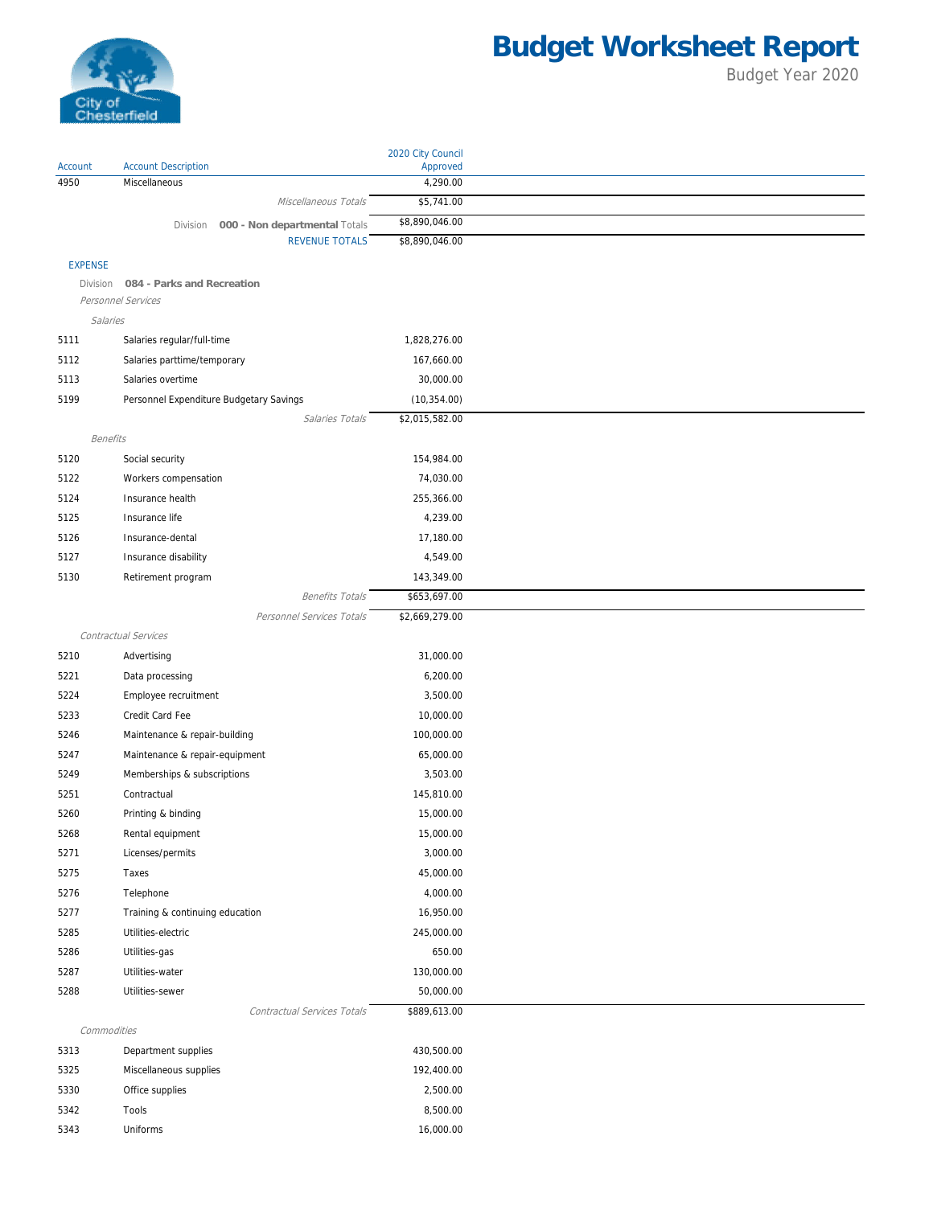# Budget Worksheet Report

Budget Year 2020

| Account | Account Description | 2020 City Council Approved |
|---|---|---|
| 4950 | Miscellaneous | 4,290.00 |
| | *Miscellaneous Totals* | $5,741.00 |
| | Division **000 - Non departmental** Totals | $8,890,046.00 |
| | REVENUE TOTALS | $8,890,046.00 |
| EXPENSE | | |
| | Division **084 - Parks and Recreation** | |
| | *Personnel Services* | |
| | *Salaries* | |
| 5111 | Salaries regular/full-time | 1,828,276.00 |
| 5112 | Salaries parttime/temporary | 167,660.00 |
| 5113 | Salaries overtime | 30,000.00 |
| 5199 | Personnel Expenditure Budgetary Savings | (10,354.00) |
| | *Salaries Totals* | $2,015,582.00 |
| | *Benefits* | |
| 5120 | Social security | 154,984.00 |
| 5122 | Workers compensation | 74,030.00 |
| 5124 | Insurance health | 255,366.00 |
| 5125 | Insurance life | 4,239.00 |
| 5126 | Insurance-dental | 17,180.00 |
| 5127 | Insurance disability | 4,549.00 |
| 5130 | Retirement program | 143,349.00 |
| | *Benefits Totals* | $653,697.00 |
| | *Personnel Services Totals* | $2,669,279.00 |
| | *Contractual Services* | |
| 5210 | Advertising | 31,000.00 |
| 5221 | Data processing | 6,200.00 |
| 5224 | Employee recruitment | 3,500.00 |
| 5233 | Credit Card Fee | 10,000.00 |
| 5246 | Maintenance & repair-building | 100,000.00 |
| 5247 | Maintenance & repair-equipment | 65,000.00 |
| 5249 | Memberships & subscriptions | 3,503.00 |
| 5251 | Contractual | 145,810.00 |
| 5260 | Printing & binding | 15,000.00 |
| 5268 | Rental equipment | 15,000.00 |
| 5271 | Licenses/permits | 3,000.00 |
| 5275 | Taxes | 45,000.00 |
| 5276 | Telephone | 4,000.00 |
| 5277 | Training & continuing education | 16,950.00 |
| 5285 | Utilities-electric | 245,000.00 |
| 5286 | Utilities-gas | 650.00 |
| 5287 | Utilities-water | 130,000.00 |
| 5288 | Utilities-sewer | 50,000.00 |
| | *Contractual Services Totals* | $889,613.00 |
| | *Commodities* | |
| 5313 | Department supplies | 430,500.00 |
| 5325 | Miscellaneous supplies | 192,400.00 |
| 5330 | Office supplies | 2,500.00 |
| 5342 | Tools | 8,500.00 |
| 5343 | Uniforms | 16,000.00 |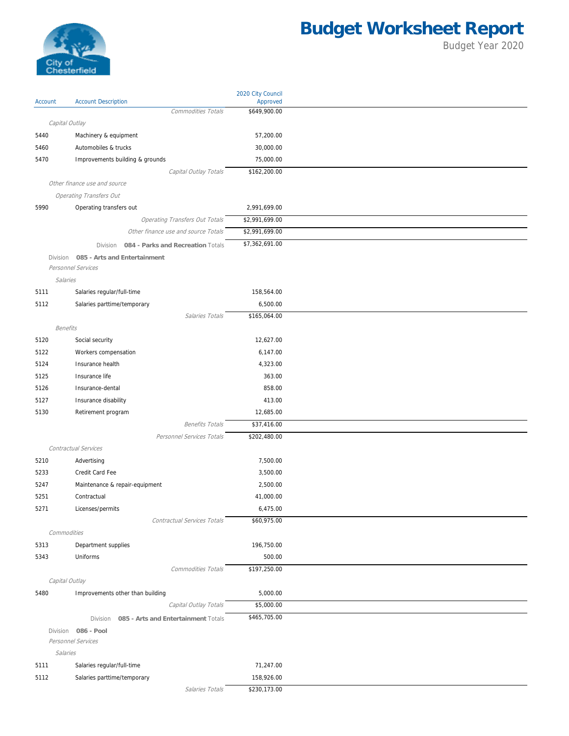# Budget Worksheet Report

Budget Year 2020

| Account | Account Description | 2020 City Council Approved |
|---|---|---|
| | *Commodities Totals* | $649,900.00 |
| | *Capital Outlay* | |
| 5440 | Machinery & equipment | 57,200.00 |
| 5460 | Automobiles & trucks | 30,000.00 |
| 5470 | Improvements building & grounds | 75,000.00 |
| | *Capital Outlay Totals* | $162,200.00 |
| | *Other finance use and source* | |
| | *Operating Transfers Out* | |
| 5990 | Operating transfers out | 2,991,699.00 |
| | *Operating Transfers Out Totals* | $2,991,699.00 |
| | *Other finance use and source Totals* | $2,991,699.00 |
| | Division **084 - Parks and Recreation** Totals | $7,362,691.00 |
| | Division **085 - Arts and Entertainment** | |
| | *Personnel Services* | |
| | *Salaries* | |
| 5111 | Salaries regular/full-time | 158,564.00 |
| 5112 | Salaries parttime/temporary | 6,500.00 |
| | *Salaries Totals* | $165,064.00 |
| | *Benefits* | |
| 5120 | Social security | 12,627.00 |
| 5122 | Workers compensation | 6,147.00 |
| 5124 | Insurance health | 4,323.00 |
| 5125 | Insurance life | 363.00 |
| 5126 | Insurance-dental | 858.00 |
| 5127 | Insurance disability | 413.00 |
| 5130 | Retirement program | 12,685.00 |
| | *Benefits Totals* | $37,416.00 |
| | *Personnel Services Totals* | $202,480.00 |
| | *Contractual Services* | |
| 5210 | Advertising | 7,500.00 |
| 5233 | Credit Card Fee | 3,500.00 |
| 5247 | Maintenance & repair-equipment | 2,500.00 |
| 5251 | Contractual | 41,000.00 |
| 5271 | Licenses/permits | 6,475.00 |
| | *Contractual Services Totals* | $60,975.00 |
| | *Commodities* | |
| 5313 | Department supplies | 196,750.00 |
| 5343 | Uniforms | 500.00 |
| | *Commodities Totals* | $197,250.00 |
| | *Capital Outlay* | |
| 5480 | Improvements other than building | 5,000.00 |
| | *Capital Outlay Totals* | $5,000.00 |
| | Division **085 - Arts and Entertainment** Totals | $465,705.00 |
| | Division **086 - Pool** | |
| | *Personnel Services* | |
| | *Salaries* | |
| 5111 | Salaries regular/full-time | 71,247.00 |
| 5112 | Salaries parttime/temporary | 158,926.00 |
| | *Salaries Totals* | $230,173.00 |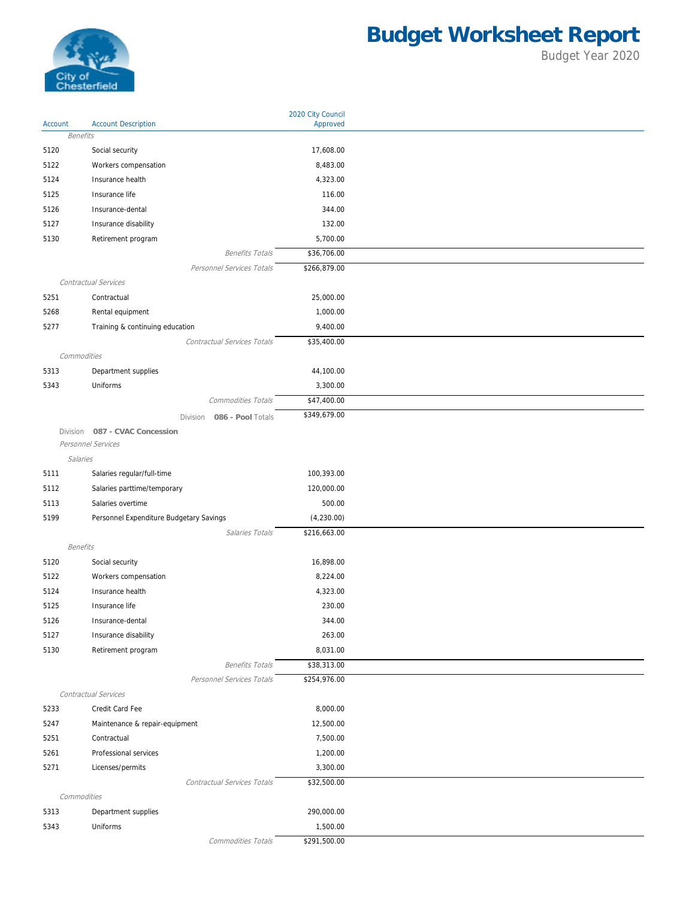# Budget Worksheet Report

Budget Year 2020

| Account | Account Description | 2020 City Council Approved |
|---|---|---|
| | *Benefits* | |
| 5120 | Social security | 17,608.00 |
| 5122 | Workers compensation | 8,483.00 |
| 5124 | Insurance health | 4,323.00 |
| 5125 | Insurance life | 116.00 |
| 5126 | Insurance-dental | 344.00 |
| 5127 | Insurance disability | 132.00 |
| 5130 | Retirement program | 5,700.00 |
| | *Benefits Totals* | $36,706.00 |
| | *Personnel Services Totals* | $266,879.00 |
| | *Contractual Services* | |
| 5251 | Contractual | 25,000.00 |
| 5268 | Rental equipment | 1,000.00 |
| 5277 | Training & continuing education | 9,400.00 |
| | *Contractual Services Totals* | $35,400.00 |
| | *Commodities* | |
| 5313 | Department supplies | 44,100.00 |
| 5343 | Uniforms | 3,300.00 |
| | *Commodities Totals* | $47,400.00 |
| | Division **086 - Pool** Totals | $349,679.00 |
| | Division **087 - CVAC Concession** | |
| | *Personnel Services* | |
| | *Salaries* | |
| 5111 | Salaries regular/full-time | 100,393.00 |
| 5112 | Salaries parttime/temporary | 120,000.00 |
| 5113 | Salaries overtime | 500.00 |
| 5199 | Personnel Expenditure Budgetary Savings | (4,230.00) |
| | *Salaries Totals* | $216,663.00 |
| | *Benefits* | |
| 5120 | Social security | 16,898.00 |
| 5122 | Workers compensation | 8,224.00 |
| 5124 | Insurance health | 4,323.00 |
| 5125 | Insurance life | 230.00 |
| 5126 | Insurance-dental | 344.00 |
| 5127 | Insurance disability | 263.00 |
| 5130 | Retirement program | 8,031.00 |
| | *Benefits Totals* | $38,313.00 |
| | *Personnel Services Totals* | $254,976.00 |
| | *Contractual Services* | |
| 5233 | Credit Card Fee | 8,000.00 |
| 5247 | Maintenance & repair-equipment | 12,500.00 |
| 5251 | Contractual | 7,500.00 |
| 5261 | Professional services | 1,200.00 |
| 5271 | Licenses/permits | 3,300.00 |
| | *Contractual Services Totals* | $32,500.00 |
| | *Commodities* | |
| 5313 | Department supplies | 290,000.00 |
| 5343 | Uniforms | 1,500.00 |
| | *Commodities Totals* | $291,500.00 |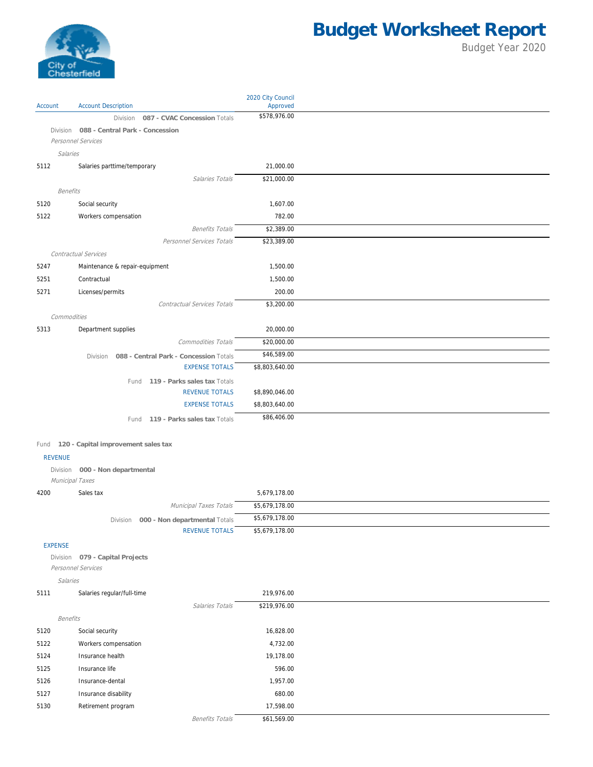# Budget Worksheet Report

Budget Year 2020

| Account | Account Description | 2020 City Council Approved |
|---|---|---|
| | Division **087 - CVAC Concession** Totals | $578,976.00 |
| | Division **088 - Central Park - Concession** | |
| | *Personnel Services* | |
| | *Salaries* | |
| 5112 | Salaries parttime/temporary | 21,000.00 |
| | *Salaries Totals* | $21,000.00 |
| | *Benefits* | |
| 5120 | Social security | 1,607.00 |
| 5122 | Workers compensation | 782.00 |
| | *Benefits Totals* | $2,389.00 |
| | *Personnel Services Totals* | $23,389.00 |
| | *Contractual Services* | |
| 5247 | Maintenance & repair-equipment | 1,500.00 |
| 5251 | Contractual | 1,500.00 |
| 5271 | Licenses/permits | 200.00 |
| | *Contractual Services Totals* | $3,200.00 |
| | *Commodities* | |
| 5313 | Department supplies | 20,000.00 |
| | *Commodities Totals* | $20,000.00 |
| | Division **088 - Central Park - Concession** Totals | $46,589.00 |
| | EXPENSE TOTALS | $8,803,640.00 |
| | Fund **119 - Parks sales tax** Totals | |
| | REVENUE TOTALS | $8,890,046.00 |
| | EXPENSE TOTALS | $8,803,640.00 |
| | Fund **119 - Parks sales tax** Totals | $86,406.00 |
| | Fund **120 - Capital improvement sales tax** | |
| | REVENUE | |
| | Division **000 - Non departmental** | |
| | *Municipal Taxes* | |
| 4200 | Sales tax | 5,679,178.00 |
| | *Municipal Taxes Totals* | $5,679,178.00 |
| | Division **000 - Non departmental** Totals | $5,679,178.00 |
| | REVENUE TOTALS | $5,679,178.00 |
| | EXPENSE | |
| | Division **079 - Capital Projects** | |
| | *Personnel Services* | |
| | *Salaries* | |
| 5111 | Salaries regular/full-time | 219,976.00 |
| | *Salaries Totals* | $219,976.00 |
| | *Benefits* | |
| 5120 | Social security | 16,828.00 |
| 5122 | Workers compensation | 4,732.00 |
| 5124 | Insurance health | 19,178.00 |
| 5125 | Insurance life | 596.00 |
| 5126 | Insurance-dental | 1,957.00 |
| 5127 | Insurance disability | 680.00 |
| 5130 | Retirement program | 17,598.00 |
| | *Benefits Totals* | $61,569.00 |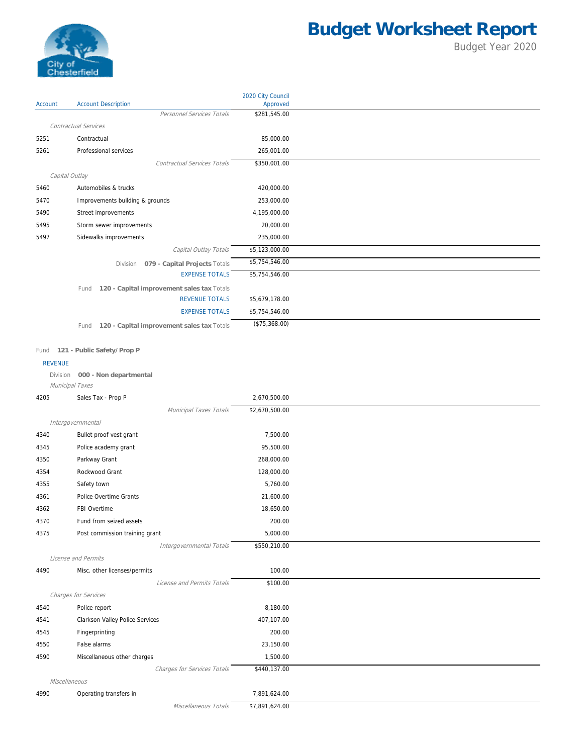# Budget Worksheet Report

Budget Year 2020

| Account | Account Description | 2020 City Council Approved |
|---|---|---|
| | *Personnel Services Totals* | $281,545.00 |
| | *Contractual Services* | |
| 5251 | Contractual | 85,000.00 |
| 5261 | Professional services | 265,001.00 |
| | *Contractual Services Totals* | $350,001.00 |
| | *Capital Outlay* | |
| 5460 | Automobiles & trucks | 420,000.00 |
| 5470 | Improvements building & grounds | 253,000.00 |
| 5490 | Street improvements | 4,195,000.00 |
| 5495 | Storm sewer improvements | 20,000.00 |
| 5497 | Sidewalks improvements | 235,000.00 |
| | *Capital Outlay Totals* | $5,123,000.00 |
| | Division **079 - Capital Projects** Totals | $5,754,546.00 |
| | EXPENSE TOTALS | $5,754,546.00 |
| | Fund **120 - Capital improvement sales tax** Totals | |
| | REVENUE TOTALS | $5,679,178.00 |
| | EXPENSE TOTALS | $5,754,546.00 |
| | Fund **120 - Capital improvement sales tax** Totals | ($75,368.00) |

Fund **121 - Public Safety/Prop P**

REVENUE

Division **000 - Non departmental**

| Account | Account Description | 2020 City Council Approved |
|---|---|---|
| | *Municipal Taxes* | |
| 4205 | Sales Tax - Prop P | 2,670,500.00 |
| | *Municipal Taxes Totals* | $2,670,500.00 |
| | *Intergovernmental* | |
| 4340 | Bullet proof vest grant | 7,500.00 |
| 4345 | Police academy grant | 95,500.00 |
| 4350 | Parkway Grant | 268,000.00 |
| 4354 | Rockwood Grant | 128,000.00 |
| 4355 | Safety town | 5,760.00 |
| 4361 | Police Overtime Grants | 21,600.00 |
| 4362 | FBI Overtime | 18,650.00 |
| 4370 | Fund from seized assets | 200.00 |
| 4375 | Post commission training grant | 5,000.00 |
| | *Intergovernmental Totals* | $550,210.00 |
| | *License and Permits* | |
| 4490 | Misc. other licenses/permits | 100.00 |
| | *License and Permits Totals* | $100.00 |
| | *Charges for Services* | |
| 4540 | Police report | 8,180.00 |
| 4541 | Clarkson Valley Police Services | 407,107.00 |
| 4545 | Fingerprinting | 200.00 |
| 4550 | False alarms | 23,150.00 |
| 4590 | Miscellaneous other charges | 1,500.00 |
| | *Charges for Services Totals* | $440,137.00 |
| | *Miscellaneous* | |
| 4990 | Operating transfers in | 7,891,624.00 |
| | *Miscellaneous Totals* | $7,891,624.00 |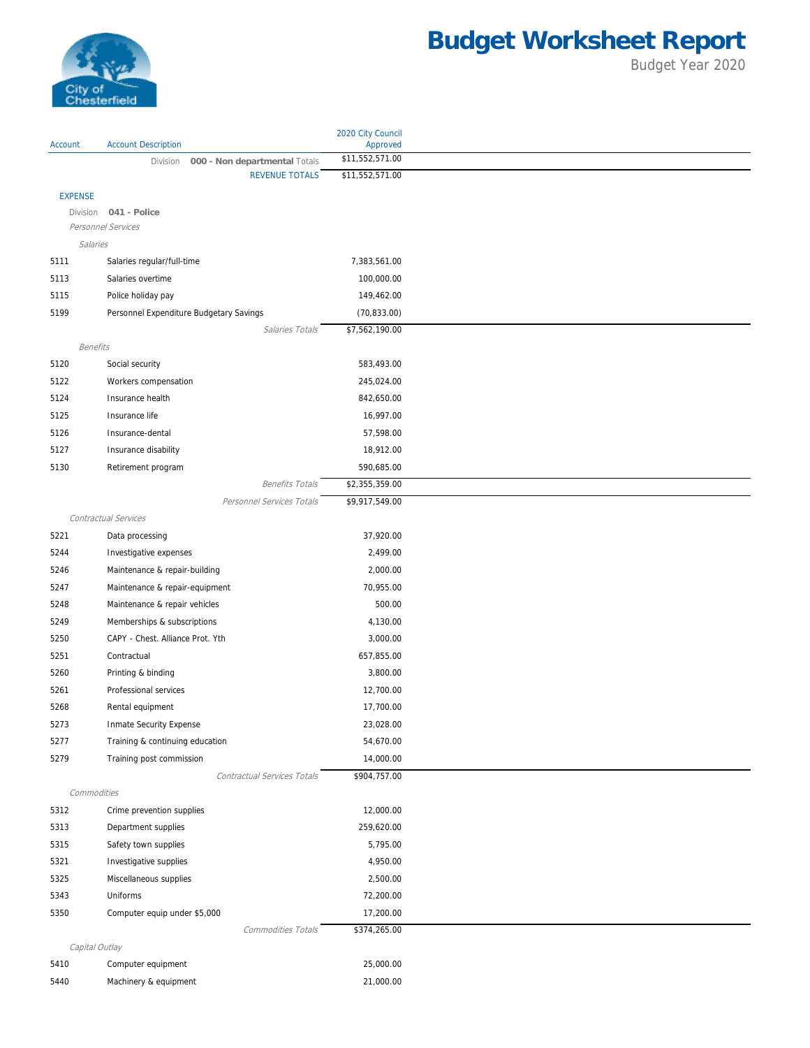# Budget Worksheet Report

Budget Year 2020

City of Chesterfield

| Account | Account Description | 2020 City Council Approved |
|---|---|---|
| | Division **000 - Non departmental** Totals | $11,552,571.00 |
| | REVENUE TOTALS | $11,552,571.00 |
| EXPENSE | | |
| Division **041 - Police** | | |
| *Personnel Services* | | |
| *Salaries* | | |
| 5111 | Salaries regular/full-time | 7,383,561.00 |
| 5113 | Salaries overtime | 100,000.00 |
| 5115 | Police holiday pay | 149,462.00 |
| 5199 | Personnel Expenditure Budgetary Savings | (70,833.00) |
| | *Salaries Totals* | $7,562,190.00 |
| *Benefits* | | |
| 5120 | Social security | 583,493.00 |
| 5122 | Workers compensation | 245,024.00 |
| 5124 | Insurance health | 842,650.00 |
| 5125 | Insurance life | 16,997.00 |
| 5126 | Insurance-dental | 57,598.00 |
| 5127 | Insurance disability | 18,912.00 |
| 5130 | Retirement program | 590,685.00 |
| | *Benefits Totals* | $2,355,359.00 |
| | *Personnel Services Totals* | $9,917,549.00 |
| *Contractual Services* | | |
| 5221 | Data processing | 37,920.00 |
| 5244 | Investigative expenses | 2,499.00 |
| 5246 | Maintenance & repair-building | 2,000.00 |
| 5247 | Maintenance & repair-equipment | 70,955.00 |
| 5248 | Maintenance & repair vehicles | 500.00 |
| 5249 | Memberships & subscriptions | 4,130.00 |
| 5250 | CAPY - Chest. Alliance Prot. Yth | 3,000.00 |
| 5251 | Contractual | 657,855.00 |
| 5260 | Printing & binding | 3,800.00 |
| 5261 | Professional services | 12,700.00 |
| 5268 | Rental equipment | 17,700.00 |
| 5273 | Inmate Security Expense | 23,028.00 |
| 5277 | Training & continuing education | 54,670.00 |
| 5279 | Training post commission | 14,000.00 |
| | *Contractual Services Totals* | $904,757.00 |
| *Commodities* | | |
| 5312 | Crime prevention supplies | 12,000.00 |
| 5313 | Department supplies | 259,620.00 |
| 5315 | Safety town supplies | 5,795.00 |
| 5321 | Investigative supplies | 4,950.00 |
| 5325 | Miscellaneous supplies | 2,500.00 |
| 5343 | Uniforms | 72,200.00 |
| 5350 | Computer equip under $5,000 | 17,200.00 |
| | *Commodities Totals* | $374,265.00 |
| *Capital Outlay* | | |
| 5410 | Computer equipment | 25,000.00 |
| 5440 | Machinery & equipment | 21,000.00 |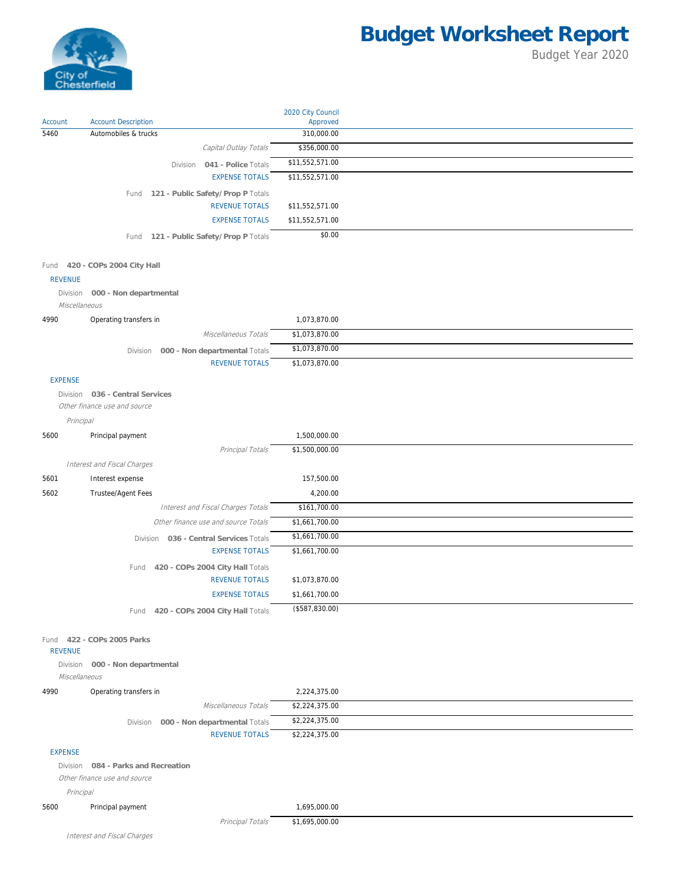# Budget Worksheet Report

Budget Year 2020

| Account | Account Description | 2020 City Council Approved |
|---|---|---|
| 5460 | Automobiles & trucks | 310,000.00 |
| | *Capital Outlay Totals* | $356,000.00 |
| | Division **041 - Police** Totals | $11,552,571.00 |
| | EXPENSE TOTALS | $11,552,571.00 |
| | Fund **121 - Public Safety/ Prop P** Totals | |
| | REVENUE TOTALS | $11,552,571.00 |
| | EXPENSE TOTALS | $11,552,571.00 |
| | Fund **121 - Public Safety/ Prop P** Totals | $0.00 |

Fund **420 - COPs 2004 City Hall**

REVENUE

Division **000 - Non departmental**

*Miscellaneous*

| Account | Account Description | 2020 City Council Approved |
|---|---|---|
| 4990 | Operating transfers in | 1,073,870.00 |
| | *Miscellaneous Totals* | $1,073,870.00 |
| | Division **000 - Non departmental** Totals | $1,073,870.00 |
| | REVENUE TOTALS | $1,073,870.00 |

EXPENSE

Division **036 - Central Services**

*Other finance use and source*

*Principal*

| Account | Account Description | 2020 City Council Approved |
|---|---|---|
| 5600 | Principal payment | 1,500,000.00 |
| | *Principal Totals* | $1,500,000.00 |
| | *Interest and Fiscal Charges* | |
| 5601 | Interest expense | 157,500.00 |
| 5602 | Trustee/Agent Fees | 4,200.00 |
| | *Interest and Fiscal Charges Totals* | $161,700.00 |
| | *Other finance use and source Totals* | $1,661,700.00 |
| | Division **036 - Central Services** Totals | $1,661,700.00 |
| | EXPENSE TOTALS | $1,661,700.00 |
| | Fund **420 - COPs 2004 City Hall** Totals | |
| | REVENUE TOTALS | $1,073,870.00 |
| | EXPENSE TOTALS | $1,661,700.00 |
| | Fund **420 - COPs 2004 City Hall** Totals | ($587,830.00) |

Fund **422 - COPs 2005 Parks**

REVENUE

Division **000 - Non departmental**

*Miscellaneous*

| Account | Account Description | 2020 City Council Approved |
|---|---|---|
| 4990 | Operating transfers in | 2,224,375.00 |
| | *Miscellaneous Totals* | $2,224,375.00 |
| | Division **000 - Non departmental** Totals | $2,224,375.00 |
| | REVENUE TOTALS | $2,224,375.00 |

EXPENSE

Division **084 - Parks and Recreation**

*Other finance use and source*

*Principal*

| Account | Account Description | 2020 City Council Approved |
|---|---|---|
| 5600 | Principal payment | 1,695,000.00 |
| | *Principal Totals* | $1,695,000.00 |

*Interest and Fiscal Charges*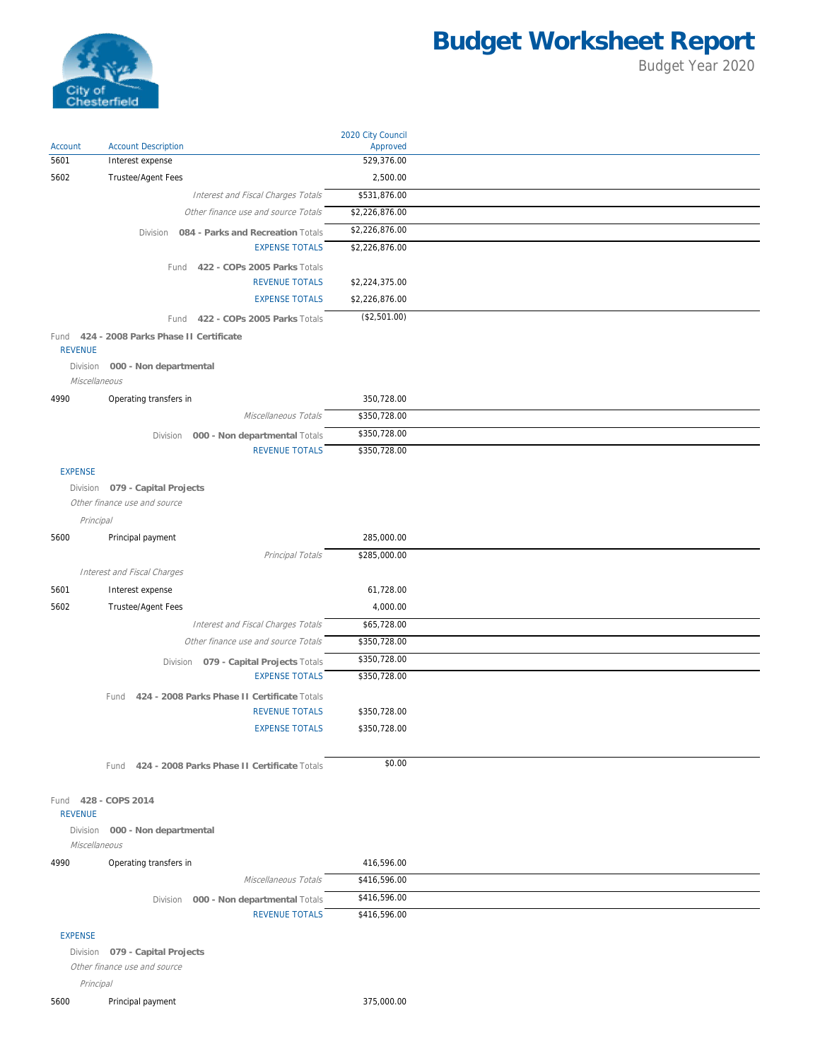# Budget Worksheet Report

Budget Year 2020

| Account | Account Description | 2020 City Council Approved |
|---|---|---|
| 5601 | Interest expense | 529,376.00 |
| 5602 | Trustee/Agent Fees | 2,500.00 |
| | *Interest and Fiscal Charges Totals* | $531,876.00 |
| | *Other finance use and source Totals* | $2,226,876.00 |
| | Division **084 - Parks and Recreation** Totals | $2,226,876.00 |
| | EXPENSE TOTALS | $2,226,876.00 |
| | Fund **422 - COPs 2005 Parks** Totals | |
| | REVENUE TOTALS | $2,224,375.00 |
| | EXPENSE TOTALS | $2,226,876.00 |
| | Fund **422 - COPs 2005 Parks** Totals | ($2,501.00) |
| Fund **424 - 2008 Parks Phase II Certificate** | | |
| REVENUE | | |
| Division **000 - Non departmental** | | |
| *Miscellaneous* | | |
| 4990 | Operating transfers in | 350,728.00 |
| | *Miscellaneous Totals* | $350,728.00 |
| | Division **000 - Non departmental** Totals | $350,728.00 |
| | REVENUE TOTALS | $350,728.00 |
| EXPENSE | | |
| Division **079 - Capital Projects** | | |
| *Other finance use and source* | | |
| *Principal* | | |
| 5600 | Principal payment | 285,000.00 |
| | *Principal Totals* | $285,000.00 |
| *Interest and Fiscal Charges* | | |
| 5601 | Interest expense | 61,728.00 |
| 5602 | Trustee/Agent Fees | 4,000.00 |
| | *Interest and Fiscal Charges Totals* | $65,728.00 |
| | *Other finance use and source Totals* | $350,728.00 |
| | Division **079 - Capital Projects** Totals | $350,728.00 |
| | EXPENSE TOTALS | $350,728.00 |
| | Fund **424 - 2008 Parks Phase II Certificate** Totals | |
| | REVENUE TOTALS | $350,728.00 |
| | EXPENSE TOTALS | $350,728.00 |
| | Fund **424 - 2008 Parks Phase II Certificate** Totals | $0.00 |
| Fund **428 - COPS 2014** | | |
| REVENUE | | |
| Division **000 - Non departmental** | | |
| *Miscellaneous* | | |
| 4990 | Operating transfers in | 416,596.00 |
| | *Miscellaneous Totals* | $416,596.00 |
| | Division **000 - Non departmental** Totals | $416,596.00 |
| | REVENUE TOTALS | $416,596.00 |
| EXPENSE | | |
| Division **079 - Capital Projects** | | |
| *Other finance use and source* | | |
| *Principal* | | |
| 5600 | Principal payment | 375,000.00 |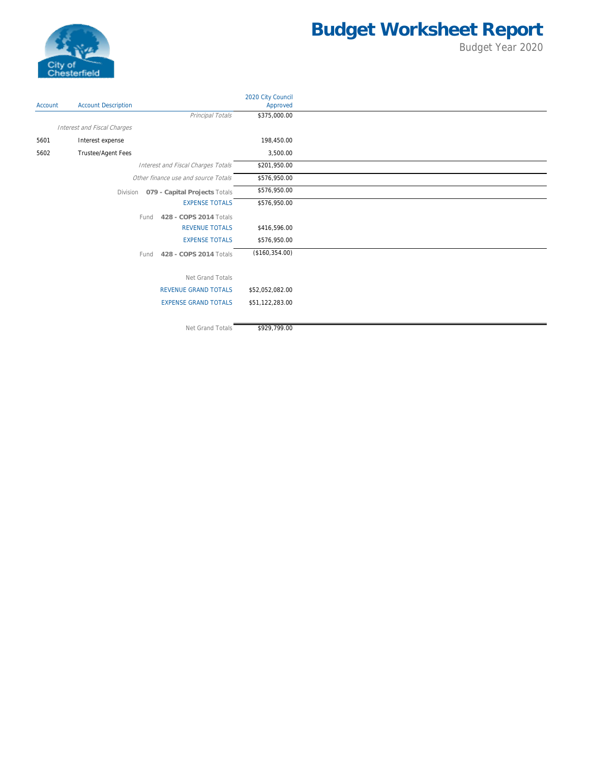# Budget Worksheet Report

Budget Year 2020

| Account | Account Description | 2020 City Council Approved |
|---|---|---|
| | *Principal Totals* | $375,000.00 |
| | *Interest and Fiscal Charges* | |
| 5601 | Interest expense | 198,450.00 |
| 5602 | Trustee/Agent Fees | 3,500.00 |
| | *Interest and Fiscal Charges Totals* | $201,950.00 |
| | *Other finance use and source Totals* | $576,950.00 |
| | Division **079 - Capital Projects** Totals | $576,950.00 |
| | EXPENSE TOTALS | $576,950.00 |
| | Fund **428 - COPS 2014** Totals | |
| | REVENUE TOTALS | $416,596.00 |
| | EXPENSE TOTALS | $576,950.00 |
| | Fund **428 - COPS 2014** Totals | ($160,354.00) |
| | Net Grand Totals | |
| | REVENUE GRAND TOTALS | $52,052,082.00 |
| | EXPENSE GRAND TOTALS | $51,122,283.00 |
| | Net Grand Totals | $929,799.00 |